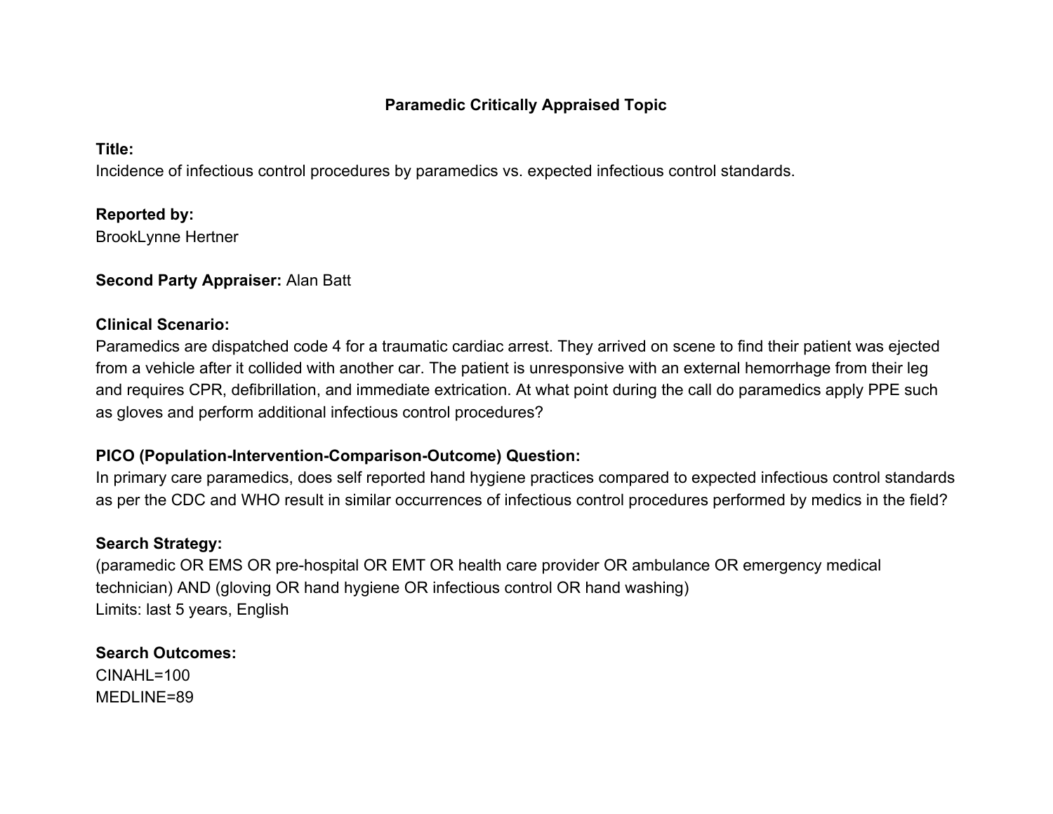# Paramedic Critically Appraised Topic

**Title:**
Incidence of infectious control procedures by paramedics vs. expected infectious control standards.

**Reported by:**
BrookLynne Hertner

**Second Party Appraiser:** Alan Batt

**Clinical Scenario:**
Paramedics are dispatched code 4 for a traumatic cardiac arrest. They arrived on scene to find their patient was ejected from a vehicle after it collided with another car. The patient is unresponsive with an external hemorrhage from their leg and requires CPR, defibrillation, and immediate extrication. At what point during the call do paramedics apply PPE such as gloves and perform additional infectious control procedures?

**PICO (Population-Intervention-Comparison-Outcome) Question:**
In primary care paramedics, does self reported hand hygiene practices compared to expected infectious control standards as per the CDC and WHO result in similar occurrences of infectious control procedures performed by medics in the field?

**Search Strategy:**
(paramedic OR EMS OR pre-hospital OR EMT OR health care provider OR ambulance OR emergency medical technician) AND (gloving OR hand hygiene OR infectious control OR hand washing)
Limits: last 5 years, English

**Search Outcomes:**
CINAHL=100
MEDLINE=89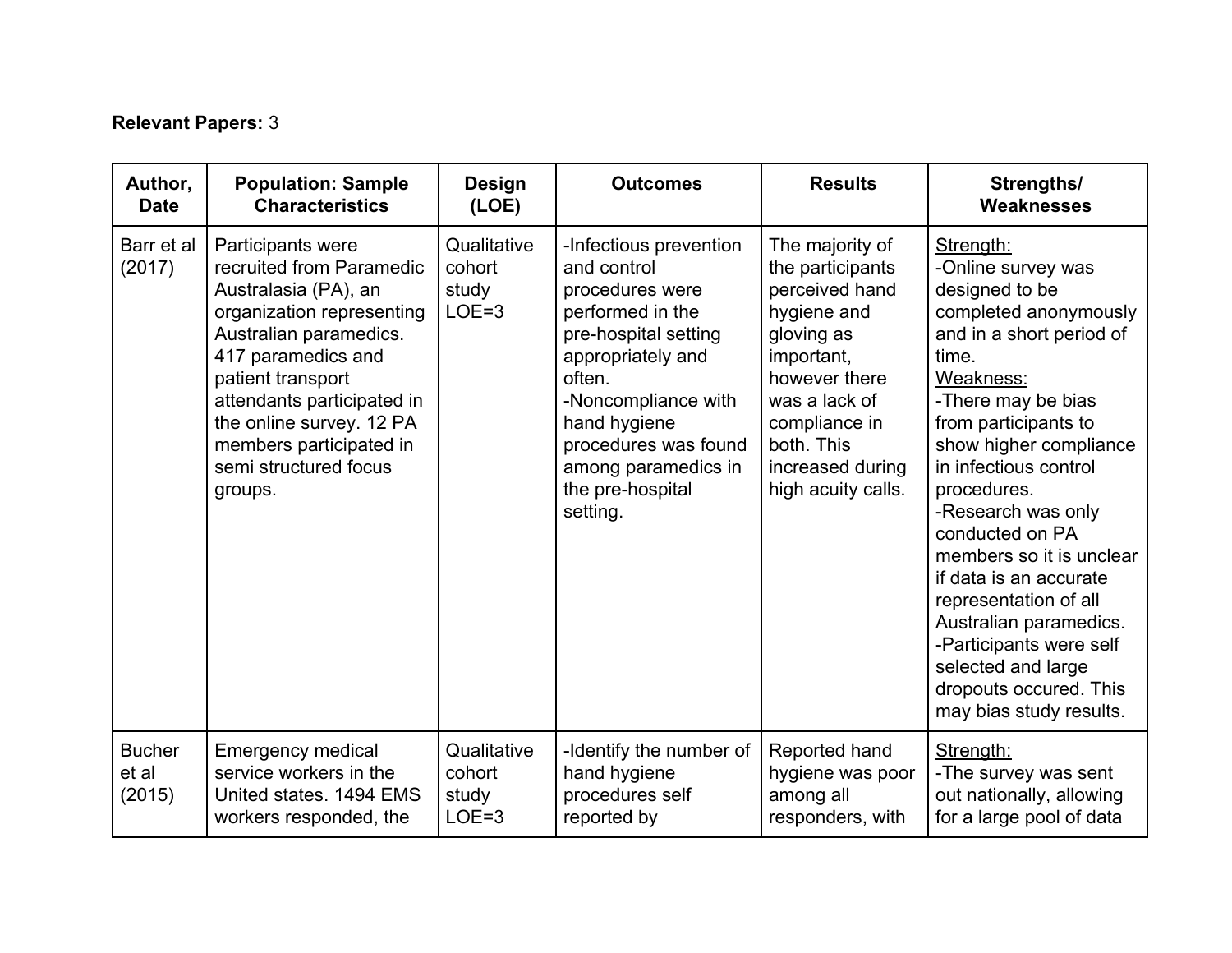**Relevant Papers:** 3

| Author, Date | Population: Sample Characteristics | Design (LOE) | Outcomes | Results | Strengths/ Weaknesses |
|---|---|---|---|---|---|
| Barr et al (2017) | Participants were recruited from Paramedic Australasia (PA), an organization representing Australian paramedics. 417 paramedics and patient transport attendants participated in the online survey. 12 PA members participated in semi structured focus groups. | Qualitative cohort study LOE=3 | -Infectious prevention and control procedures were performed in the pre-hospital setting appropriately and often.<br>-Noncompliance with hand hygiene procedures was found among paramedics in the pre-hospital setting. | The majority of the participants perceived hand hygiene and gloving as important, however there was a lack of compliance in both. This increased during high acuity calls. | Strength:<br>-Online survey was designed to be completed anonymously and in a short period of time.<br>Weakness:<br>-There may be bias from participants to show higher compliance in infectious control procedures.<br>-Research was only conducted on PA members so it is unclear if data is an accurate representation of all Australian paramedics.<br>-Participants were self selected and large dropouts occured. This may bias study results. |
| Bucher et al (2015) | Emergency medical service workers in the United states. 1494 EMS workers responded, the | Qualitative cohort study LOE=3 | -Identify the number of hand hygiene procedures self reported by | Reported hand hygiene was poor among all responders, with | Strength:<br>-The survey was sent out nationally, allowing for a large pool of data |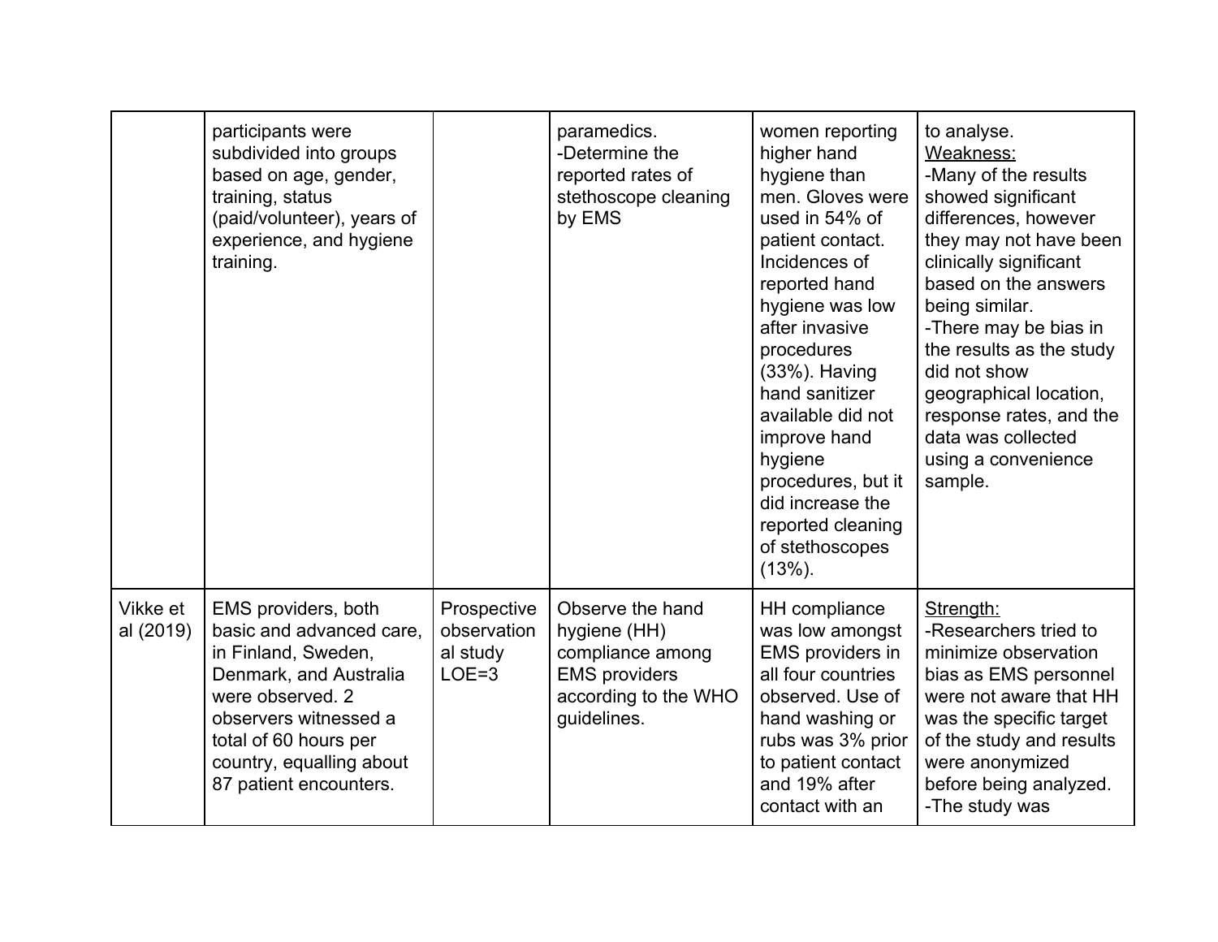| | | | | | |
|---|---|---|---|---|---|
| | participants were subdivided into groups based on age, gender, training, status (paid/volunteer), years of experience, and hygiene training. | | paramedics.<br>-Determine the reported rates of stethoscope cleaning by EMS | women reporting higher hand hygiene than men. Gloves were used in 54% of patient contact. Incidences of reported hand hygiene was low after invasive procedures (33%). Having hand sanitizer available did not improve hand hygiene procedures, but it did increase the reported cleaning of stethoscopes (13%). | to analyse.<br>Weakness:<br>-Many of the results showed significant differences, however they may not have been clinically significant based on the answers being similar.<br>-There may be bias in the results as the study did not show geographical location, response rates, and the data was collected using a convenience sample. |
| Vikke et al (2019) | EMS providers, both basic and advanced care, in Finland, Sweden, Denmark, and Australia were observed. 2 observers witnessed a total of 60 hours per country, equalling about 87 patient encounters. | Prospective observational study LOE=3 | Observe the hand hygiene (HH) compliance among EMS providers according to the WHO guidelines. | HH compliance was low amongst EMS providers in all four countries observed. Use of hand washing or rubs was 3% prior to patient contact and 19% after contact with an | Strength:<br>-Researchers tried to minimize observation bias as EMS personnel were not aware that HH was the specific target of the study and results were anonymized before being analyzed.<br>-The study was |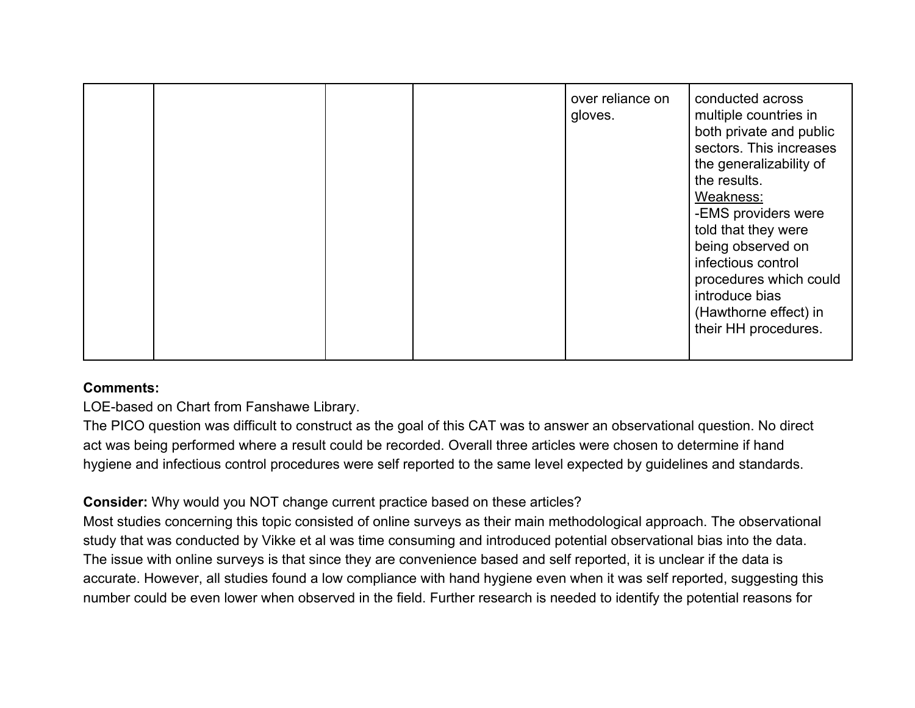| | | | | | |
|---|---|---|---|---|---|
| | | | | over reliance on gloves. | conducted across multiple countries in both private and public sectors. This increases the generalizability of the results.<br>Weakness:<br>-EMS providers were told that they were being observed on infectious control procedures which could introduce bias (Hawthorne effect) in their HH procedures. |

**Comments:**
LOE-based on Chart from Fanshawe Library.
The PICO question was difficult to construct as the goal of this CAT was to answer an observational question. No direct act was being performed where a result could be recorded. Overall three articles were chosen to determine if hand hygiene and infectious control procedures were self reported to the same level expected by guidelines and standards.

**Consider:** Why would you NOT change current practice based on these articles?
Most studies concerning this topic consisted of online surveys as their main methodological approach. The observational study that was conducted by Vikke et al was time consuming and introduced potential observational bias into the data. The issue with online surveys is that since they are convenience based and self reported, it is unclear if the data is accurate. However, all studies found a low compliance with hand hygiene even when it was self reported, suggesting this number could be even lower when observed in the field. Further research is needed to identify the potential reasons for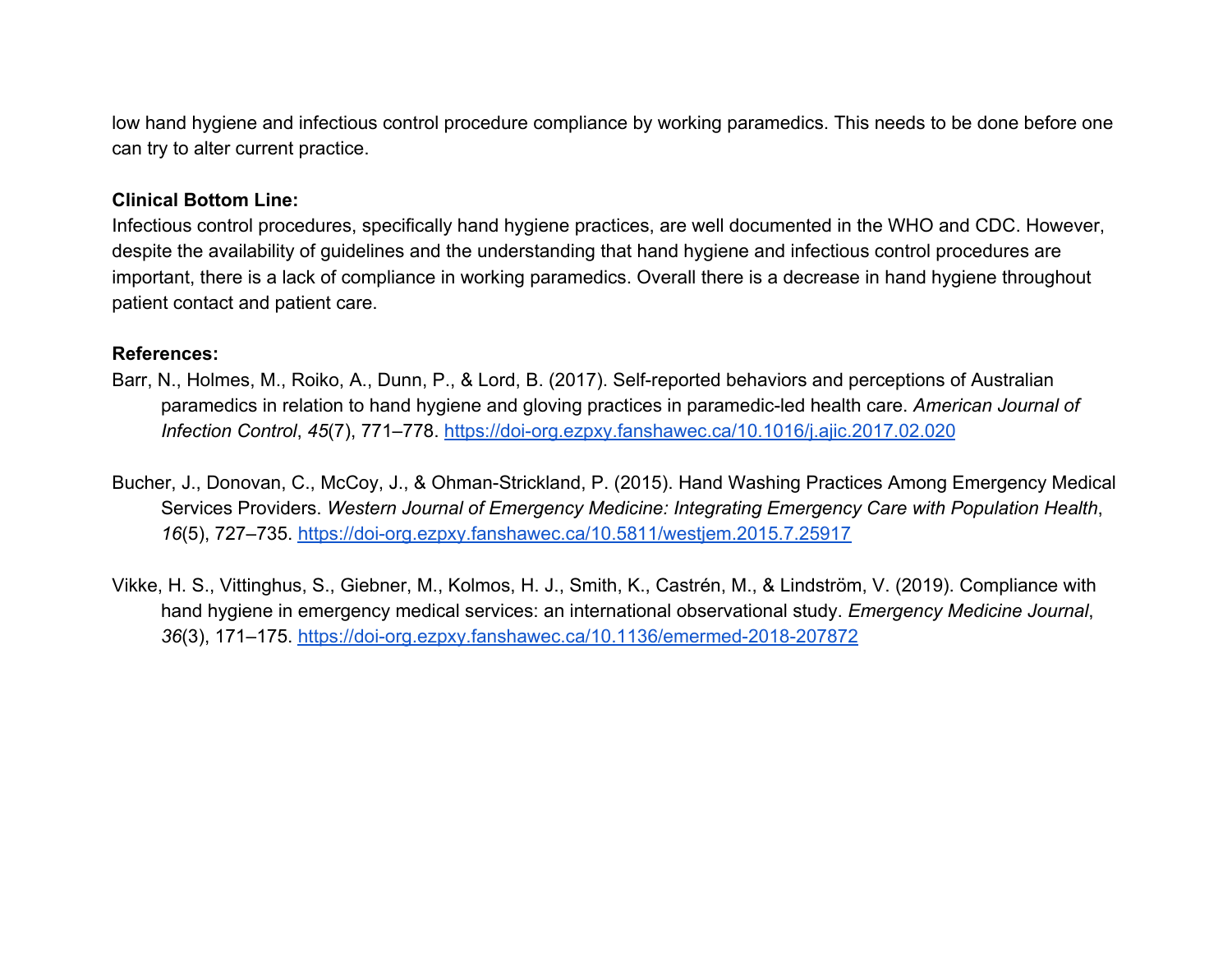low hand hygiene and infectious control procedure compliance by working paramedics. This needs to be done before one can try to alter current practice.

**Clinical Bottom Line:**

Infectious control procedures, specifically hand hygiene practices, are well documented in the WHO and CDC. However, despite the availability of guidelines and the understanding that hand hygiene and infectious control procedures are important, there is a lack of compliance in working paramedics. Overall there is a decrease in hand hygiene throughout patient contact and patient care.

**References:**

Barr, N., Holmes, M., Roiko, A., Dunn, P., & Lord, B. (2017). Self-reported behaviors and perceptions of Australian paramedics in relation to hand hygiene and gloving practices in paramedic-led health care. *American Journal of Infection Control*, *45*(7), 771–778. https://doi-org.ezpxy.fanshawec.ca/10.1016/j.ajic.2017.02.020

Bucher, J., Donovan, C., McCoy, J., & Ohman-Strickland, P. (2015). Hand Washing Practices Among Emergency Medical Services Providers. *Western Journal of Emergency Medicine: Integrating Emergency Care with Population Health*, *16*(5), 727–735. https://doi-org.ezpxy.fanshawec.ca/10.5811/westjem.2015.7.25917

Vikke, H. S., Vittinghus, S., Giebner, M., Kolmos, H. J., Smith, K., Castrén, M., & Lindström, V. (2019). Compliance with hand hygiene in emergency medical services: an international observational study. *Emergency Medicine Journal*, *36*(3), 171–175. https://doi-org.ezpxy.fanshawec.ca/10.1136/emermed-2018-207872